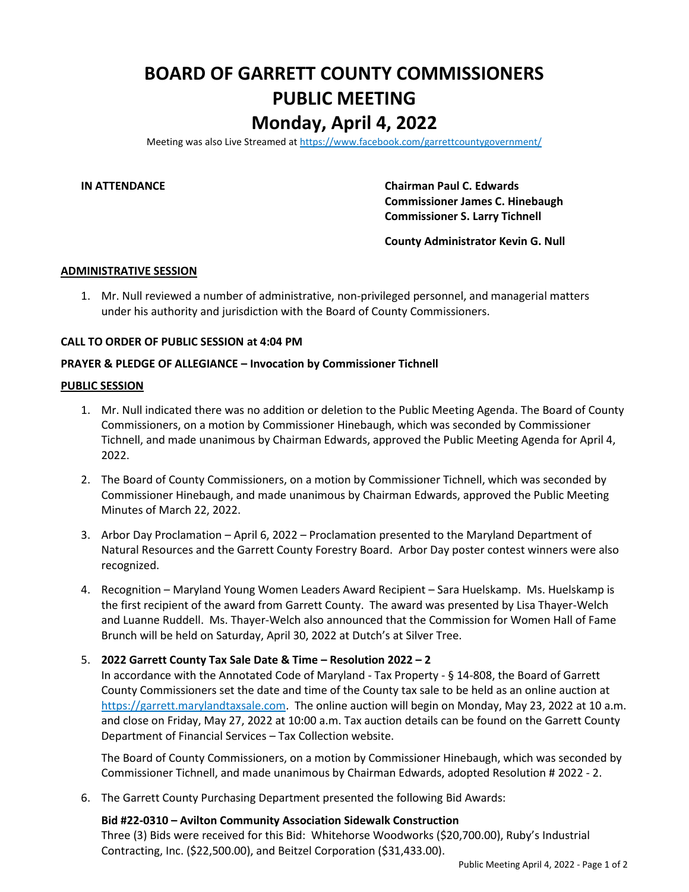# BOARD OF GARRETT COUNTY COMMISSIONERS
# PUBLIC MEETING
# Monday, April 4, 2022

Meeting was also Live Streamed at https://www.facebook.com/garrettcountygovernment/

**IN ATTENDANCE**

**Chairman Paul C. Edwards**
**Commissioner James C. Hinebaugh**
**Commissioner S. Larry Tichnell**

**County Administrator Kevin G. Null**

## ADMINISTRATIVE SESSION

1. Mr. Null reviewed a number of administrative, non-privileged personnel, and managerial matters under his authority and jurisdiction with the Board of County Commissioners.

**CALL TO ORDER OF PUBLIC SESSION at 4:04 PM**

**PRAYER & PLEDGE OF ALLEGIANCE – Invocation by Commissioner Tichnell**

## PUBLIC SESSION

1. Mr. Null indicated there was no addition or deletion to the Public Meeting Agenda. The Board of County Commissioners, on a motion by Commissioner Hinebaugh, which was seconded by Commissioner Tichnell, and made unanimous by Chairman Edwards, approved the Public Meeting Agenda for April 4, 2022.

2. The Board of County Commissioners, on a motion by Commissioner Tichnell, which was seconded by Commissioner Hinebaugh, and made unanimous by Chairman Edwards, approved the Public Meeting Minutes of March 22, 2022.

3. Arbor Day Proclamation – April 6, 2022 – Proclamation presented to the Maryland Department of Natural Resources and the Garrett County Forestry Board. Arbor Day poster contest winners were also recognized.

4. Recognition – Maryland Young Women Leaders Award Recipient – Sara Huelskamp. Ms. Huelskamp is the first recipient of the award from Garrett County. The award was presented by Lisa Thayer-Welch and Luanne Ruddell. Ms. Thayer-Welch also announced that the Commission for Women Hall of Fame Brunch will be held on Saturday, April 30, 2022 at Dutch's at Silver Tree.

5. **2022 Garrett County Tax Sale Date & Time – Resolution 2022 – 2**
   In accordance with the Annotated Code of Maryland - Tax Property - § 14-808, the Board of Garrett County Commissioners set the date and time of the County tax sale to be held as an online auction at https://garrett.marylandtaxsale.com. The online auction will begin on Monday, May 23, 2022 at 10 a.m. and close on Friday, May 27, 2022 at 10:00 a.m. Tax auction details can be found on the Garrett County Department of Financial Services – Tax Collection website.

   The Board of County Commissioners, on a motion by Commissioner Hinebaugh, which was seconded by Commissioner Tichnell, and made unanimous by Chairman Edwards, adopted Resolution # 2022 - 2.

6. The Garrett County Purchasing Department presented the following Bid Awards:

   **Bid #22-0310 – Avilton Community Association Sidewalk Construction**
   Three (3) Bids were received for this Bid: Whitehorse Woodworks ($20,700.00), Ruby's Industrial Contracting, Inc. ($22,500.00), and Beitzel Corporation ($31,433.00).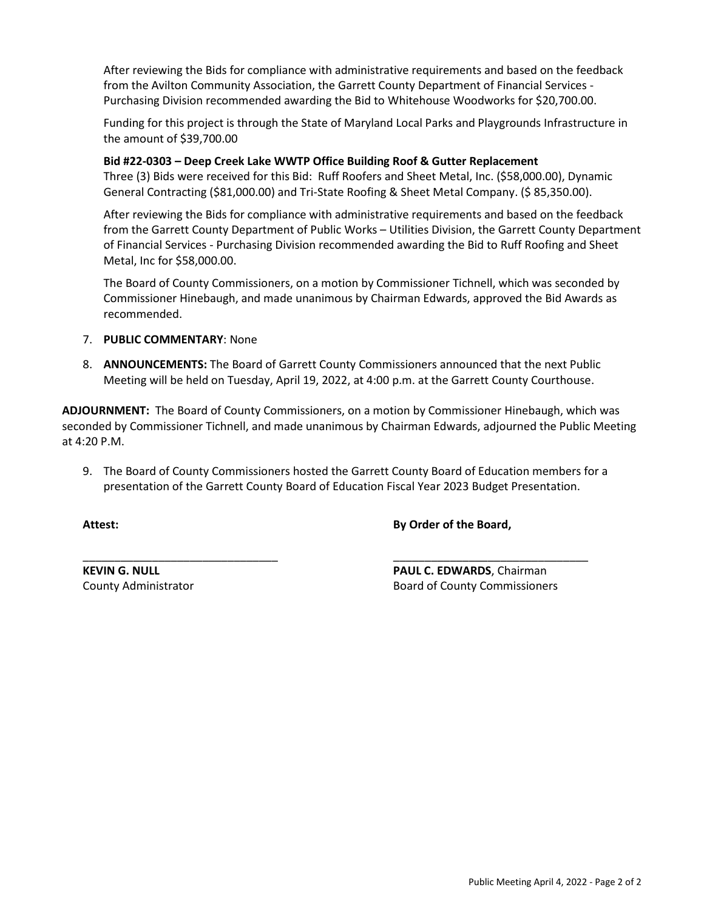After reviewing the Bids for compliance with administrative requirements and based on the feedback from the Avilton Community Association, the Garrett County Department of Financial Services - Purchasing Division recommended awarding the Bid to Whitehouse Woodworks for $20,700.00.

Funding for this project is through the State of Maryland Local Parks and Playgrounds Infrastructure in the amount of $39,700.00

**Bid #22-0303 – Deep Creek Lake WWTP Office Building Roof & Gutter Replacement**
Three (3) Bids were received for this Bid: Ruff Roofers and Sheet Metal, Inc. ($58,000.00), Dynamic General Contracting ($81,000.00) and Tri-State Roofing & Sheet Metal Company. ($ 85,350.00).

After reviewing the Bids for compliance with administrative requirements and based on the feedback from the Garrett County Department of Public Works – Utilities Division, the Garrett County Department of Financial Services - Purchasing Division recommended awarding the Bid to Ruff Roofing and Sheet Metal, Inc for $58,000.00.

The Board of County Commissioners, on a motion by Commissioner Tichnell, which was seconded by Commissioner Hinebaugh, and made unanimous by Chairman Edwards, approved the Bid Awards as recommended.

7. **PUBLIC COMMENTARY**: None

8. **ANNOUNCEMENTS:** The Board of Garrett County Commissioners announced that the next Public Meeting will be held on Tuesday, April 19, 2022, at 4:00 p.m. at the Garrett County Courthouse.

**ADJOURNMENT:** The Board of County Commissioners, on a motion by Commissioner Hinebaugh, which was seconded by Commissioner Tichnell, and made unanimous by Chairman Edwards, adjourned the Public Meeting at 4:20 P.M.

9. The Board of County Commissioners hosted the Garrett County Board of Education members for a presentation of the Garrett County Board of Education Fiscal Year 2023 Budget Presentation.

**Attest:**

\_\_\_\_\_\_\_\_\_\_\_\_\_\_\_\_\_\_\_\_\_\_\_\_\_\_\_\_\_\_\_\_

**KEVIN G. NULL**
County Administrator

**By Order of the Board,**

\_\_\_\_\_\_\_\_\_\_\_\_\_\_\_\_\_\_\_\_\_\_\_\_\_\_\_\_\_\_\_\_

**PAUL C. EDWARDS**, Chairman
Board of County Commissioners